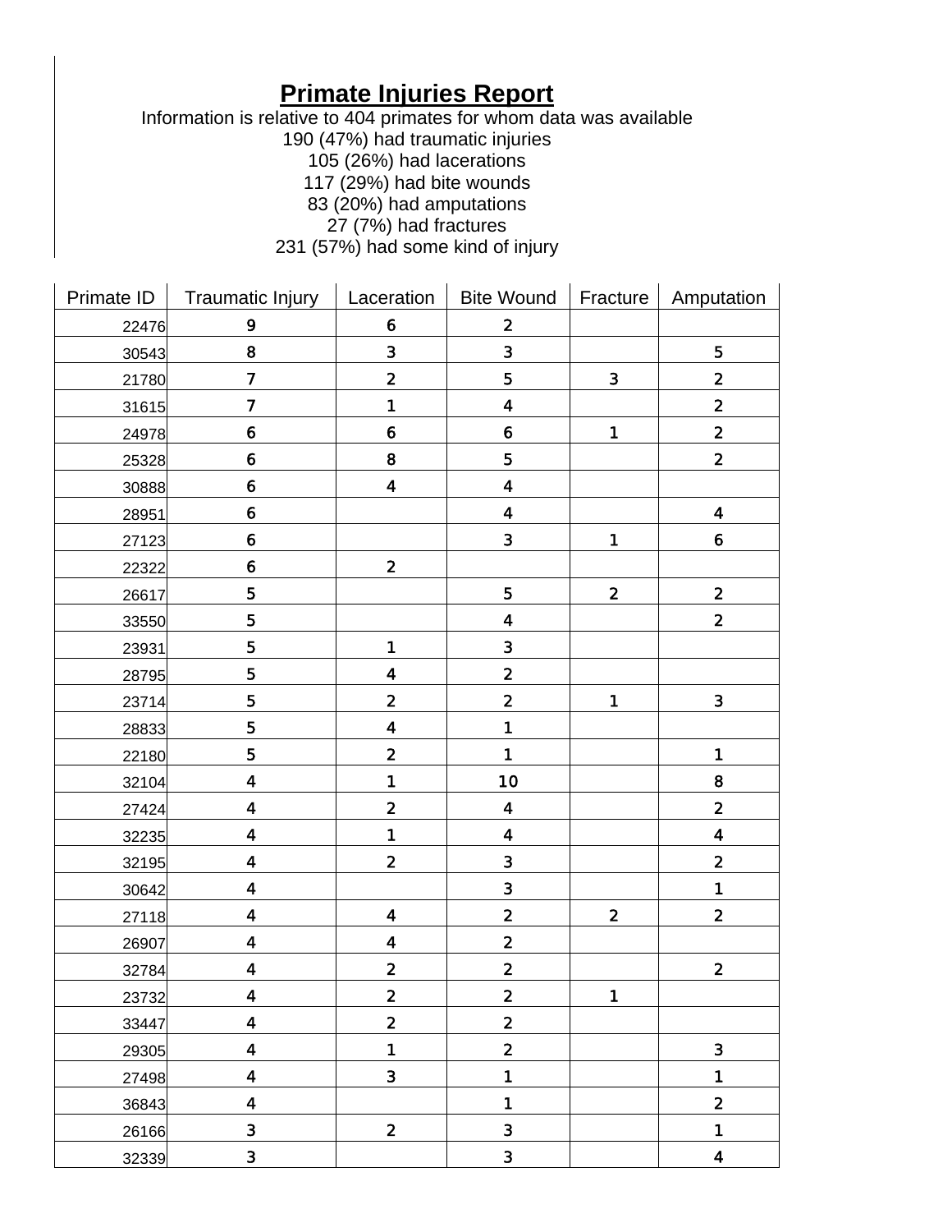# Primate Injuries Report

Information is relative to 404 primates for whom data was available
190 (47%) had traumatic injuries
105 (26%) had lacerations
117 (29%) had bite wounds
83 (20%) had amputations
27 (7%) had fractures
231 (57%) had some kind of injury

| Primate ID | Traumatic Injury | Laceration | Bite Wound | Fracture | Amputation |
|---|---|---|---|---|---|
| 22476 | 9 | 6 | 2 | | |
| 30543 | 8 | 3 | 3 | | 5 |
| 21780 | 7 | 2 | 5 | 3 | 2 |
| 31615 | 7 | 1 | 4 | | 2 |
| 24978 | 6 | 6 | 6 | 1 | 2 |
| 25328 | 6 | 8 | 5 | | 2 |
| 30888 | 6 | 4 | 4 | | |
| 28951 | 6 | | 4 | | 4 |
| 27123 | 6 | | 3 | 1 | 6 |
| 22322 | 6 | 2 | | | |
| 26617 | 5 | | 5 | 2 | 2 |
| 33550 | 5 | | 4 | | 2 |
| 23931 | 5 | 1 | 3 | | |
| 28795 | 5 | 4 | 2 | | |
| 23714 | 5 | 2 | 2 | 1 | 3 |
| 28833 | 5 | 4 | 1 | | |
| 22180 | 5 | 2 | 1 | | 1 |
| 32104 | 4 | 1 | 10 | | 8 |
| 27424 | 4 | 2 | 4 | | 2 |
| 32235 | 4 | 1 | 4 | | 4 |
| 32195 | 4 | 2 | 3 | | 2 |
| 30642 | 4 | | 3 | | 1 |
| 27118 | 4 | 4 | 2 | 2 | 2 |
| 26907 | 4 | 4 | 2 | | |
| 32784 | 4 | 2 | 2 | | 2 |
| 23732 | 4 | 2 | 2 | 1 | |
| 33447 | 4 | 2 | 2 | | |
| 29305 | 4 | 1 | 2 | | 3 |
| 27498 | 4 | 3 | 1 | | 1 |
| 36843 | 4 | | 1 | | 2 |
| 26166 | 3 | 2 | 3 | | 1 |
| 32339 | 3 | | 3 | | 4 |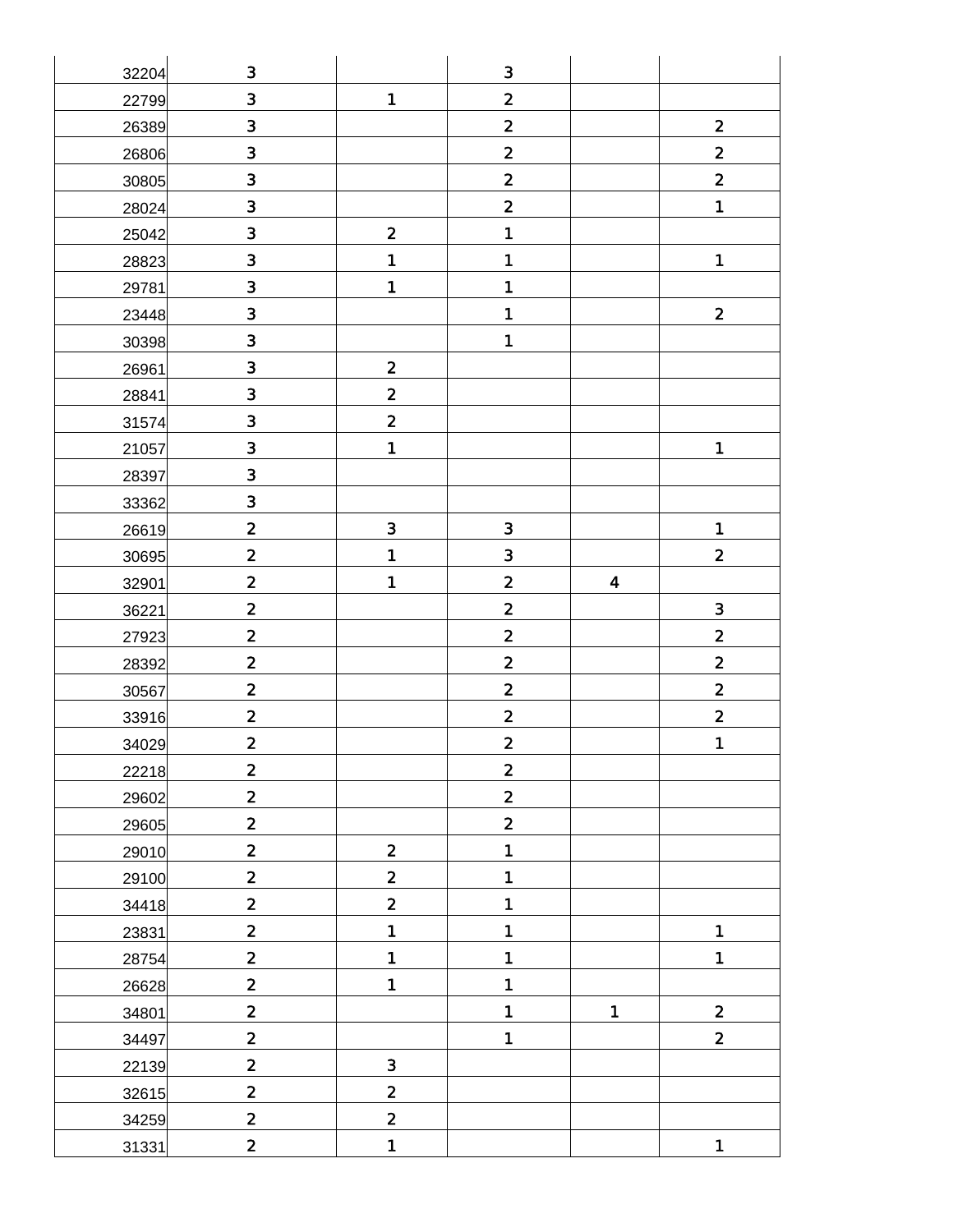| | | | | | |
|---|---|---|---|---|---|
| 32204 | 3 | | 3 | | |
| 22799 | 3 | 1 | 2 | | |
| 26389 | 3 | | 2 | | 2 |
| 26806 | 3 | | 2 | | 2 |
| 30805 | 3 | | 2 | | 2 |
| 28024 | 3 | | 2 | | 1 |
| 25042 | 3 | 2 | 1 | | |
| 28823 | 3 | 1 | 1 | | 1 |
| 29781 | 3 | 1 | 1 | | |
| 23448 | 3 | | 1 | | 2 |
| 30398 | 3 | | 1 | | |
| 26961 | 3 | 2 | | | |
| 28841 | 3 | 2 | | | |
| 31574 | 3 | 2 | | | |
| 21057 | 3 | 1 | | | 1 |
| 28397 | 3 | | | | |
| 33362 | 3 | | | | |
| 26619 | 2 | 3 | 3 | | 1 |
| 30695 | 2 | 1 | 3 | | 2 |
| 32901 | 2 | 1 | 2 | 4 | |
| 36221 | 2 | | 2 | | 3 |
| 27923 | 2 | | 2 | | 2 |
| 28392 | 2 | | 2 | | 2 |
| 30567 | 2 | | 2 | | 2 |
| 33916 | 2 | | 2 | | 2 |
| 34029 | 2 | | 2 | | 1 |
| 22218 | 2 | | 2 | | |
| 29602 | 2 | | 2 | | |
| 29605 | 2 | | 2 | | |
| 29010 | 2 | 2 | 1 | | |
| 29100 | 2 | 2 | 1 | | |
| 34418 | 2 | 2 | 1 | | |
| 23831 | 2 | 1 | 1 | | 1 |
| 28754 | 2 | 1 | 1 | | 1 |
| 26628 | 2 | 1 | 1 | | |
| 34801 | 2 | | 1 | 1 | 2 |
| 34497 | 2 | | 1 | | 2 |
| 22139 | 2 | 3 | | | |
| 32615 | 2 | 2 | | | |
| 34259 | 2 | 2 | | | |
| 31331 | 2 | 1 | | | 1 |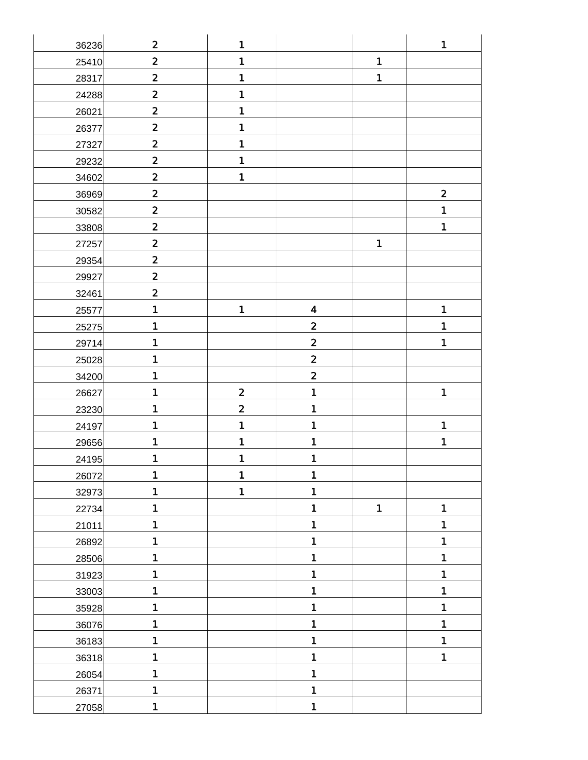| | | | | | |
|---|---|---|---|---|---|
| 36236 | 2 | 1 | | | 1 |
| 25410 | 2 | 1 | | 1 | |
| 28317 | 2 | 1 | | 1 | |
| 24288 | 2 | 1 | | | |
| 26021 | 2 | 1 | | | |
| 26377 | 2 | 1 | | | |
| 27327 | 2 | 1 | | | |
| 29232 | 2 | 1 | | | |
| 34602 | 2 | 1 | | | |
| 36969 | 2 | | | | 2 |
| 30582 | 2 | | | | 1 |
| 33808 | 2 | | | | 1 |
| 27257 | 2 | | | 1 | |
| 29354 | 2 | | | | |
| 29927 | 2 | | | | |
| 32461 | 2 | | | | |
| 25577 | 1 | 1 | 4 | | 1 |
| 25275 | 1 | | 2 | | 1 |
| 29714 | 1 | | 2 | | 1 |
| 25028 | 1 | | 2 | | |
| 34200 | 1 | | 2 | | |
| 26627 | 1 | 2 | 1 | | 1 |
| 23230 | 1 | 2 | 1 | | |
| 24197 | 1 | 1 | 1 | | 1 |
| 29656 | 1 | 1 | 1 | | 1 |
| 24195 | 1 | 1 | 1 | | |
| 26072 | 1 | 1 | 1 | | |
| 32973 | 1 | 1 | 1 | | |
| 22734 | 1 | | 1 | 1 | 1 |
| 21011 | 1 | | 1 | | 1 |
| 26892 | 1 | | 1 | | 1 |
| 28506 | 1 | | 1 | | 1 |
| 31923 | 1 | | 1 | | 1 |
| 33003 | 1 | | 1 | | 1 |
| 35928 | 1 | | 1 | | 1 |
| 36076 | 1 | | 1 | | 1 |
| 36183 | 1 | | 1 | | 1 |
| 36318 | 1 | | 1 | | 1 |
| 26054 | 1 | | 1 | | |
| 26371 | 1 | | 1 | | |
| 27058 | 1 | | 1 | | |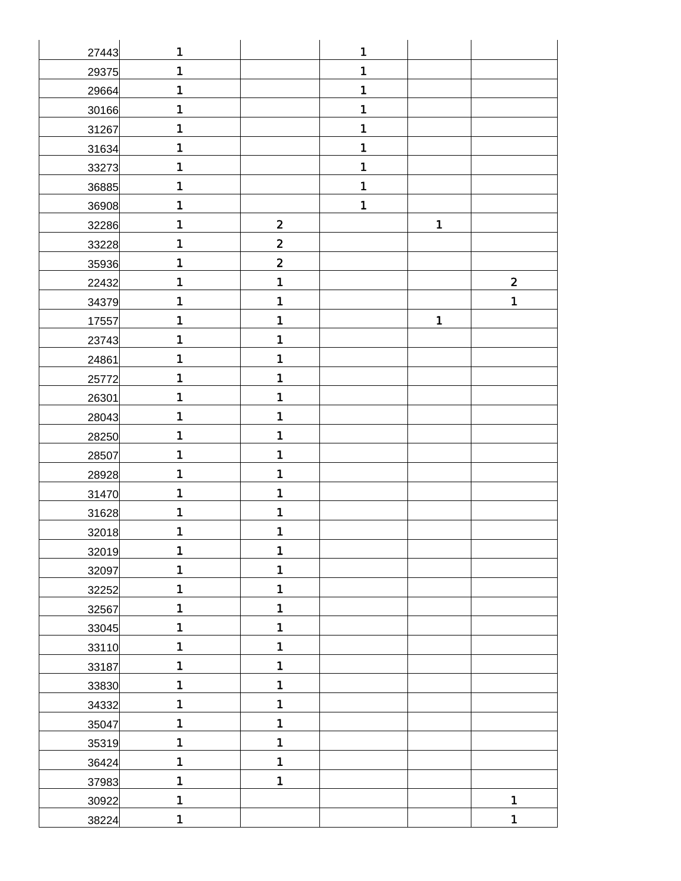| | | | | | |
|---|---|---|---|---|---|
| 27443 | 1 | | 1 | | |
| 29375 | 1 | | 1 | | |
| 29664 | 1 | | 1 | | |
| 30166 | 1 | | 1 | | |
| 31267 | 1 | | 1 | | |
| 31634 | 1 | | 1 | | |
| 33273 | 1 | | 1 | | |
| 36885 | 1 | | 1 | | |
| 36908 | 1 | | 1 | | |
| 32286 | 1 | 2 | | 1 | |
| 33228 | 1 | 2 | | | |
| 35936 | 1 | 2 | | | |
| 22432 | 1 | 1 | | | 2 |
| 34379 | 1 | 1 | | | 1 |
| 17557 | 1 | 1 | | 1 | |
| 23743 | 1 | 1 | | | |
| 24861 | 1 | 1 | | | |
| 25772 | 1 | 1 | | | |
| 26301 | 1 | 1 | | | |
| 28043 | 1 | 1 | | | |
| 28250 | 1 | 1 | | | |
| 28507 | 1 | 1 | | | |
| 28928 | 1 | 1 | | | |
| 31470 | 1 | 1 | | | |
| 31628 | 1 | 1 | | | |
| 32018 | 1 | 1 | | | |
| 32019 | 1 | 1 | | | |
| 32097 | 1 | 1 | | | |
| 32252 | 1 | 1 | | | |
| 32567 | 1 | 1 | | | |
| 33045 | 1 | 1 | | | |
| 33110 | 1 | 1 | | | |
| 33187 | 1 | 1 | | | |
| 33830 | 1 | 1 | | | |
| 34332 | 1 | 1 | | | |
| 35047 | 1 | 1 | | | |
| 35319 | 1 | 1 | | | |
| 36424 | 1 | 1 | | | |
| 37983 | 1 | 1 | | | |
| 30922 | 1 | | | | 1 |
| 38224 | 1 | | | | 1 |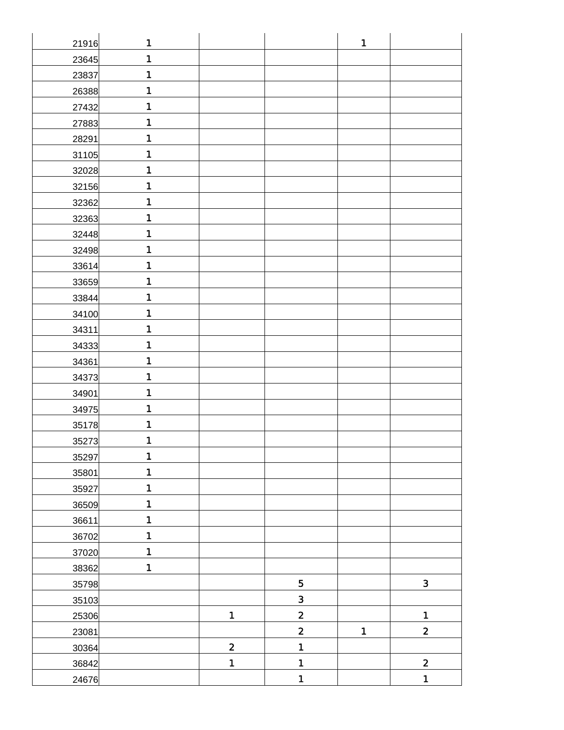| | | | | | |
|---|---|---|---|---|---|
| 21916 | 1 | | | 1 | |
| 23645 | 1 | | | | |
| 23837 | 1 | | | | |
| 26388 | 1 | | | | |
| 27432 | 1 | | | | |
| 27883 | 1 | | | | |
| 28291 | 1 | | | | |
| 31105 | 1 | | | | |
| 32028 | 1 | | | | |
| 32156 | 1 | | | | |
| 32362 | 1 | | | | |
| 32363 | 1 | | | | |
| 32448 | 1 | | | | |
| 32498 | 1 | | | | |
| 33614 | 1 | | | | |
| 33659 | 1 | | | | |
| 33844 | 1 | | | | |
| 34100 | 1 | | | | |
| 34311 | 1 | | | | |
| 34333 | 1 | | | | |
| 34361 | 1 | | | | |
| 34373 | 1 | | | | |
| 34901 | 1 | | | | |
| 34975 | 1 | | | | |
| 35178 | 1 | | | | |
| 35273 | 1 | | | | |
| 35297 | 1 | | | | |
| 35801 | 1 | | | | |
| 35927 | 1 | | | | |
| 36509 | 1 | | | | |
| 36611 | 1 | | | | |
| 36702 | 1 | | | | |
| 37020 | 1 | | | | |
| 38362 | 1 | | | | |
| 35798 | | | 5 | | 3 |
| 35103 | | | 3 | | |
| 25306 | | 1 | 2 | | 1 |
| 23081 | | | 2 | 1 | 2 |
| 30364 | | 2 | 1 | | |
| 36842 | | 1 | 1 | | 2 |
| 24676 | | | 1 | | 1 |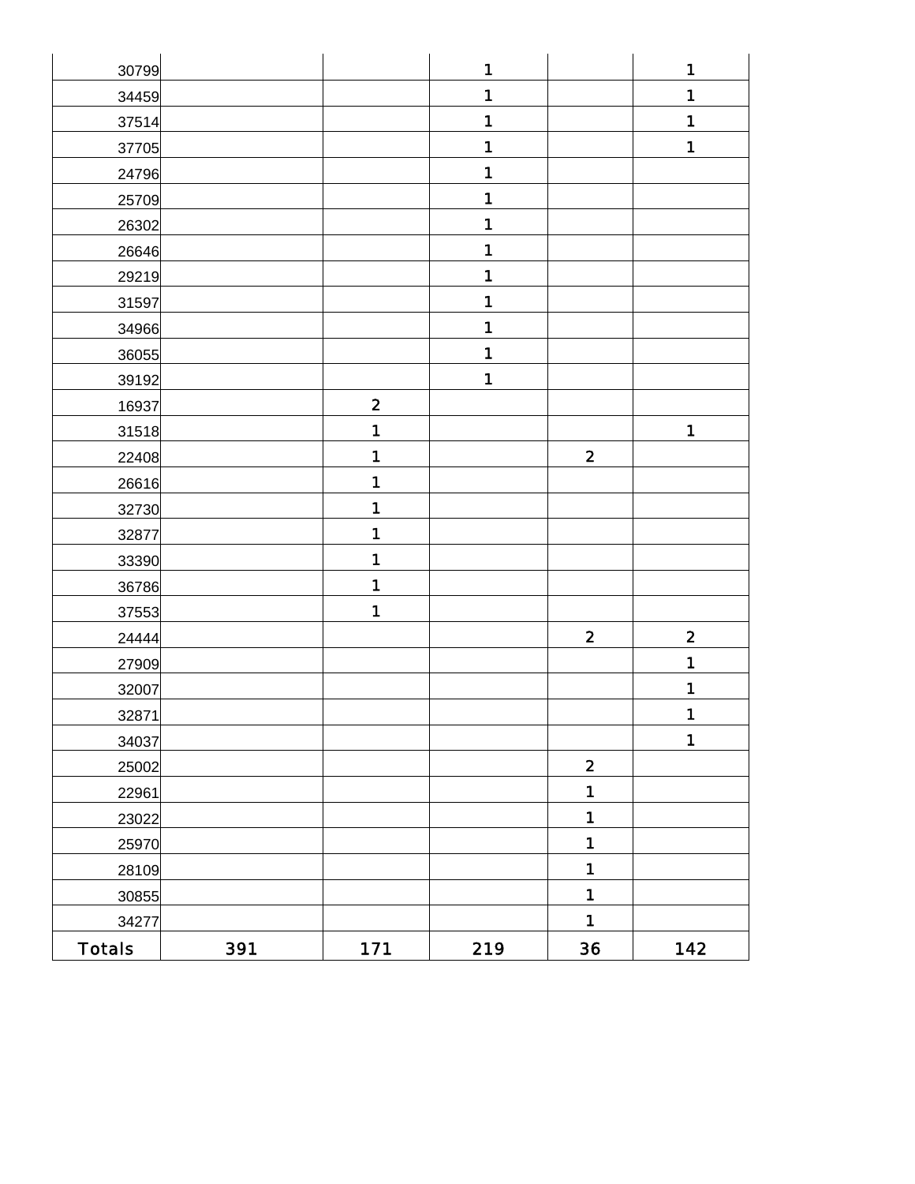| | | | | | |
|---|---|---|---|---|---|
| 30799 | | | 1 | | 1 |
| 34459 | | | 1 | | 1 |
| 37514 | | | 1 | | 1 |
| 37705 | | | 1 | | 1 |
| 24796 | | | 1 | | |
| 25709 | | | 1 | | |
| 26302 | | | 1 | | |
| 26646 | | | 1 | | |
| 29219 | | | 1 | | |
| 31597 | | | 1 | | |
| 34966 | | | 1 | | |
| 36055 | | | 1 | | |
| 39192 | | | 1 | | |
| 16937 | | 2 | | | |
| 31518 | | 1 | | | 1 |
| 22408 | | 1 | | 2 | |
| 26616 | | 1 | | | |
| 32730 | | 1 | | | |
| 32877 | | 1 | | | |
| 33390 | | 1 | | | |
| 36786 | | 1 | | | |
| 37553 | | 1 | | | |
| 24444 | | | | 2 | 2 |
| 27909 | | | | | 1 |
| 32007 | | | | | 1 |
| 32871 | | | | | 1 |
| 34037 | | | | | 1 |
| 25002 | | | | 2 | |
| 22961 | | | | 1 | |
| 23022 | | | | 1 | |
| 25970 | | | | 1 | |
| 28109 | | | | 1 | |
| 30855 | | | | 1 | |
| 34277 | | | | 1 | |
| Totals | 391 | 171 | 219 | 36 | 142 |